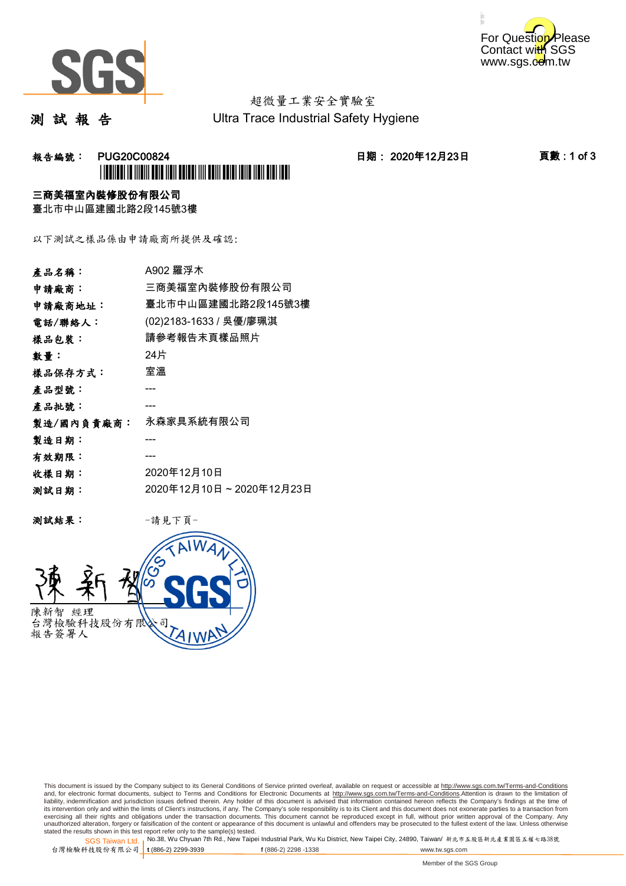For Question Please Contact with SGS www.sgs.com.tw

超微量工業安全實驗室

Ultra Trace Industrial Safety Hygiene

# 測 試 報 告

**報告編號：** PUG20C00824 **日期：** 2020年12月23日 **頁數：** 1 of 3

**三商美福室內裝修股份有限公司**

臺北市中山區建國北路2段145號3樓

以下測試之樣品係由申請廠商所提供及確認:

| | |
|---|---|
| **產品名稱：** | A902 羅浮木 |
| **申請廠商：** | 三商美福室內裝修股份有限公司 |
| **申請廠商地址：** | 臺北市中山區建國北路2段145號3樓 |
| **電話/聯絡人：** | (02)2183-1633 / 吳優/廖珮淇 |
| **樣品包裝：** | 請參考報告末頁樣品照片 |
| **數量：** | 24片 |
| **樣品保存方式：** | 室溫 |
| **產品型號：** | --- |
| **產品批號：** | --- |
| **製造/國內負責廠商：** | 永森家具系統有限公司 |
| **製造日期：** | --- |
| **有效期限：** | --- |
| **收樣日期：** | 2020年12月10日 |
| **測試日期：** | 2020年12月10日 ~ 2020年12月23日 |

**測試結果：** -請見下頁-

陳新智 經理
台灣檢驗科技股份有限公司
報告簽署人

This document is issued by the Company subject to its General Conditions of Service printed overleaf, available on request or accessible at http://www.sgs.com.tw/Terms-and-Conditions and, for electronic format documents, subject to Terms and Conditions for Electronic Documents at http://www.sgs.com.tw/Terms-and-Conditions.Attention is drawn to the limitation of liability, indemnification and jurisdiction issues defined therein. Any holder of this document is advised that information contained hereon reflects the Company's findings at the time of its intervention only and within the limits of Client's instructions, if any. The Company's sole responsibility is to its Client and this document does not exonerate parties to a transaction from exercising all their rights and obligations under the transaction documents. This document cannot be reproduced except in full, without prior written approval of the Company. Any unauthorized alteration, forgery or falsification of the content or appearance of this document is unlawful and offenders may be prosecuted to the fullest extent of the law. Unless otherwise stated the results shown in this test report refer only to the sample(s) tested.

SGS Taiwan Ltd. 台灣檢驗科技股份有限公司 | No.38, Wu Chyuan 7th Rd., New Taipei Industrial Park, Wu Ku District, New Taipei City, 24890, Taiwan/ 新北市五股區新北產業園區五權七路38號 t (886-2) 2299-3939 f (886-2) 2298 -1338 www.tw.sgs.com

Member of the SGS Group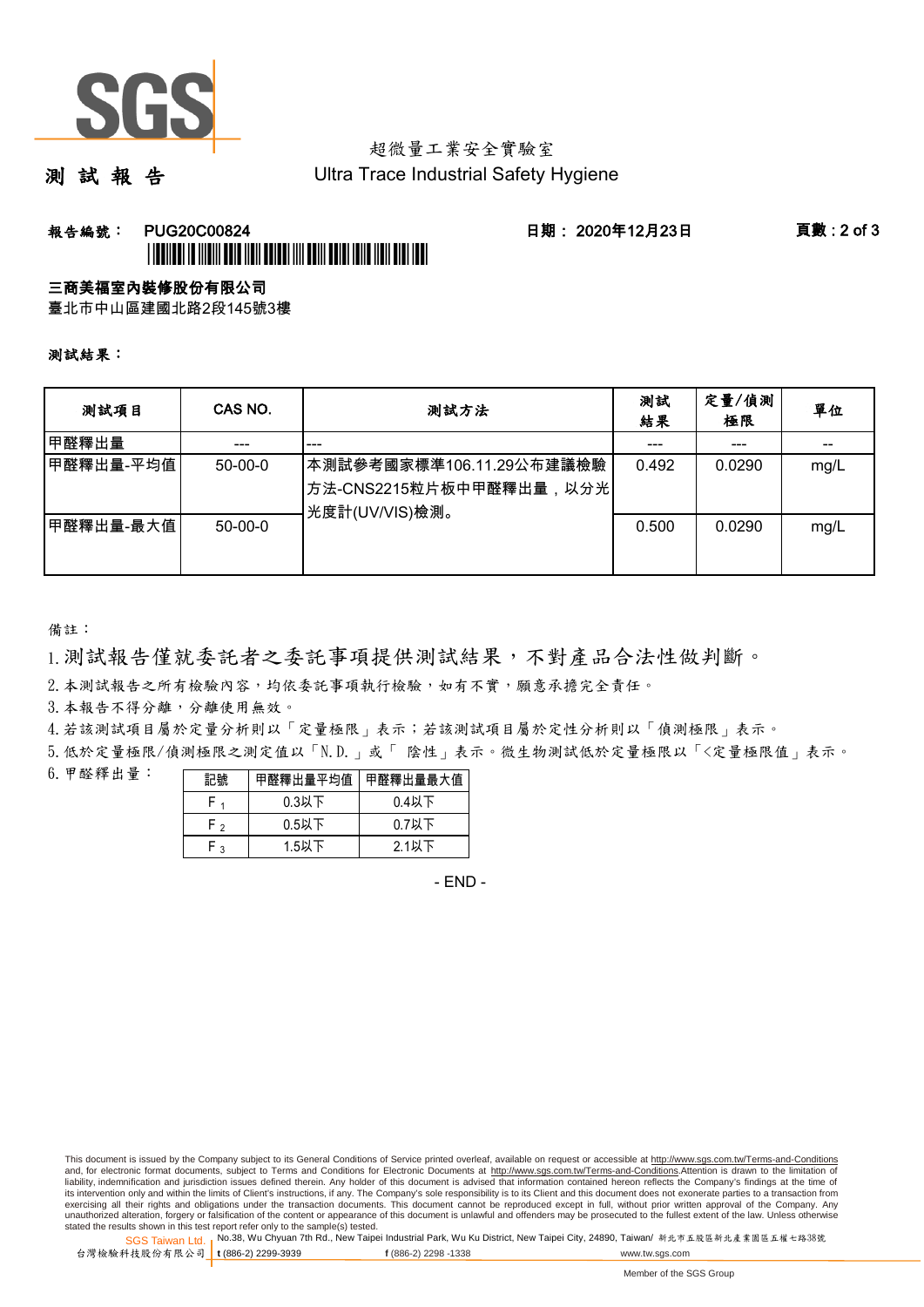超微量工業安全實驗室

# 測 試 報 告

Ultra Trace Industrial Safety Hygiene

報告編號： PUG20C00824　　日期： 2020年12月23日

**三商美福室內裝修股份有限公司**

臺北市中山區建國北路2段145號3樓

**測試結果：**

| 測試項目 | CAS NO. | 測試方法 | 測試結果 | 定量/偵測極限 | 單位 |
|---|---|---|---|---|---|
| 甲醛釋出量 | --- | --- | --- | --- | -- |
| 甲醛釋出量-平均值 | 50-00-0 | 本測試參考國家標準106.11.29公布建議檢驗方法-CNS2215粒片板中甲醛釋出量，以分光光度計(UV/VIS)檢測。 | 0.492 | 0.0290 | mg/L |
| 甲醛釋出量-最大值 | 50-00-0 | | 0.500 | 0.0290 | mg/L |

備註：

1. 測試報告僅就委託者之委託事項提供測試結果，不對產品合法性做判斷。
2. 本測試報告之所有檢驗內容，均依委託事項執行檢驗，如有不實，願意承擔完全責任。
3. 本報告不得分離，分離使用無效。
4. 若該測試項目屬於定量分析則以「定量極限」表示；若該測試項目屬於定性分析則以「偵測極限」表示。
5. 低於定量極限/偵測極限之測定值以「N.D.」或「 陰性」表示。微生物測試低於定量極限以「<定量極限值」表示。
6. 甲醛釋出量：

| 記號 | 甲醛釋出量平均值 | 甲醛釋出量最大值 |
|---|---|---|
| $F_1$ | 0.3以下 | 0.4以下 |
| $F_2$ | 0.5以下 | 0.7以下 |
| $F_3$ | 1.5以下 | 2.1以下 |

- END -

This document is issued by the Company subject to its General Conditions of Service printed overleaf, available on request or accessible at http://www.sgs.com.tw/Terms-and-Conditions and, for electronic format documents, subject to Terms and Conditions for Electronic Documents at http://www.sgs.com.tw/Terms-and-Conditions.Attention is drawn to the limitation of liability, indemnification and jurisdiction issues defined therein. Any holder of this document is advised that information contained hereon reflects the Company's findings at the time of its intervention only and within the limits of Client's instructions, if any. The Company's sole responsibility is to its Client and this document does not exonerate parties to a transaction from exercising all their rights and obligations under the transaction documents. This document cannot be reproduced except in full, without prior written approval of the Company. Any unauthorized alteration, forgery or falsification of the content or appearance of this document is unlawful and offenders may be prosecuted to the fullest extent of the law. Unless otherwise stated the results shown in this test report refer only to the sample(s) tested.

SGS Taiwan Ltd. 台灣檢驗科技股份有限公司 | No.38, Wu Chyuan 7th Rd., New Taipei Industrial Park, Wu Ku District, New Taipei City, 24890, Taiwan/ 新北市五股區新北產業園區五權七路38號 | t (886-2) 2299-3939 f (886-2) 2298 -1338 www.tw.sgs.com

Member of the SGS Group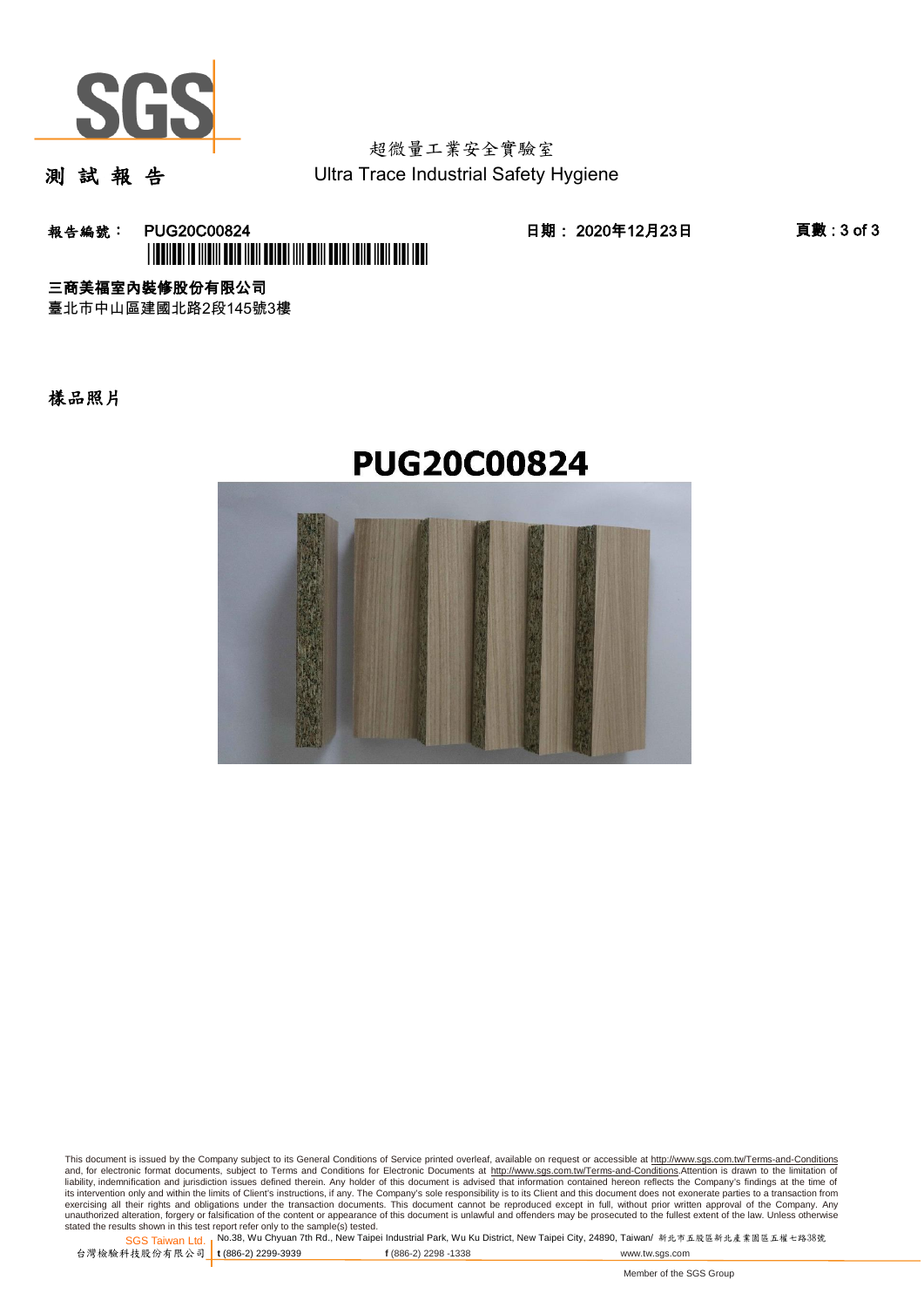測 試 報 告

超微量工業安全實驗室
Ultra Trace Industrial Safety Hygiene

報告編號： PUG20C00824 日期： 2020年12月23日

**三商美福室內裝修股份有限公司**
臺北市中山區建國北路2段145號3樓

**樣品照片**

**PUG20C00824**

This document is issued by the Company subject to its General Conditions of Service printed overleaf, available on request or accessible at http://www.sgs.com.tw/Terms-and-Conditions and, for electronic format documents, subject to Terms and Conditions for Electronic Documents at http://www.sgs.com.tw/Terms-and-Conditions.Attention is drawn to the limitation of liability, indemnification and jurisdiction issues defined therein. Any holder of this document is advised that information contained hereon reflects the Company's findings at the time of its intervention only and within the limits of Client's instructions, if any. The Company's sole responsibility is to its Client and this document does not exonerate parties to a transaction from exercising all their rights and obligations under the transaction documents. This document cannot be reproduced except in full, without prior written approval of the Company. Any unauthorized alteration, forgery or falsification of the content or appearance of this document is unlawful and offenders may be prosecuted to the fullest extent of the law. Unless otherwise stated the results shown in this test report refer only to the sample(s) tested.

SGS Taiwan Ltd. 台灣檢驗科技股份有限公司 | No.38, Wu Chyuan 7th Rd., New Taipei Industrial Park, Wu Ku District, New Taipei City, 24890, Taiwan/ 新北市五股區新北產業園區五權七路38號
t (886-2) 2299-3939 f (886-2) 2298 -1338 www.tw.sgs.com

Member of the SGS Group